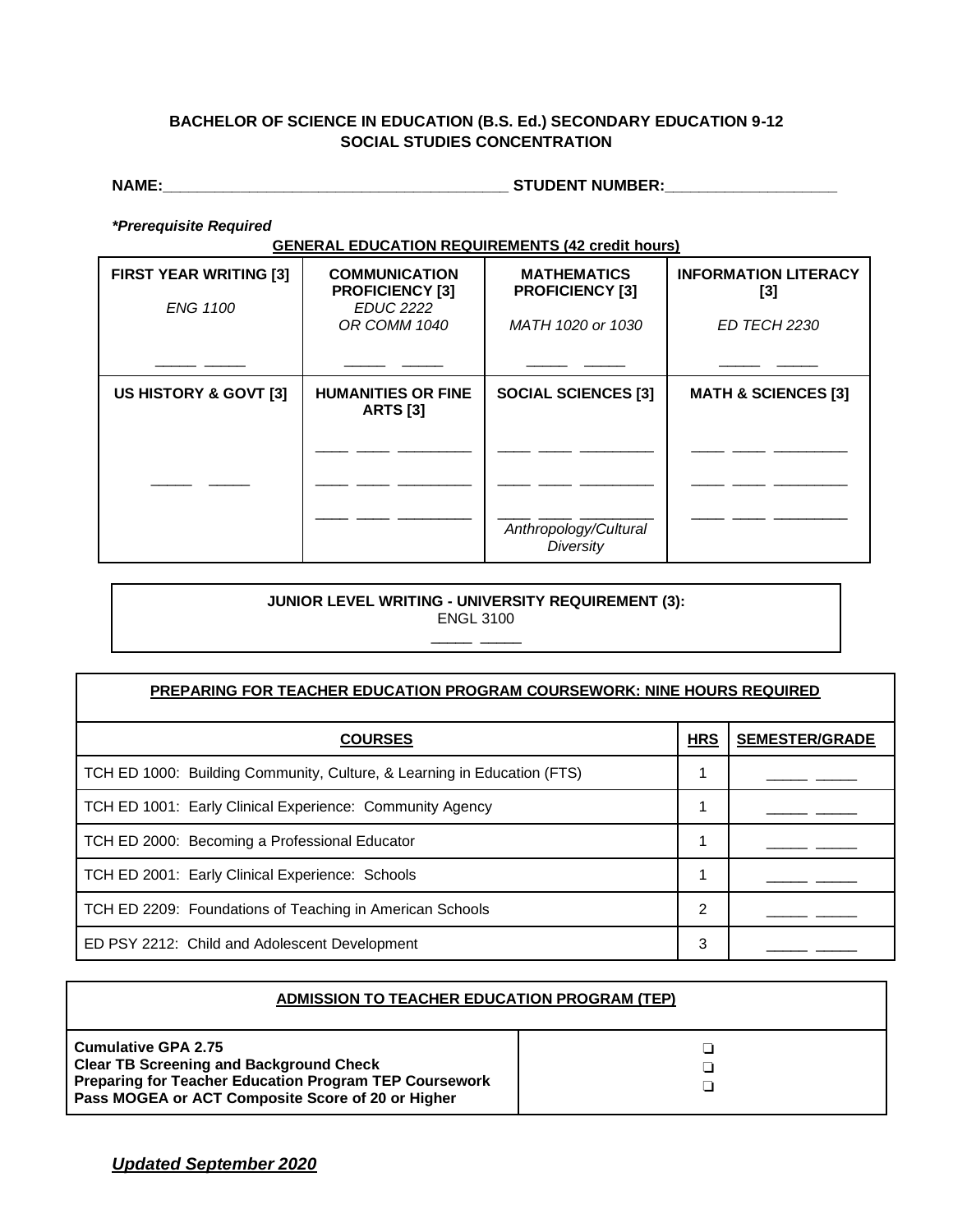**BACHELOR OF SCIENCE IN EDUCATION (B.S. Ed.) SECONDARY EDUCATION 9-12**
**SOCIAL STUDIES CONCENTRATION**

**NAME:________________________________________ STUDENT NUMBER:____________________**

***Prerequisite Required**

**GENERAL EDUCATION REQUIREMENTS (42 credit hours)**

| **FIRST YEAR WRITING [3]** | **COMMUNICATION PROFICIENCY [3]** | **MATHEMATICS PROFICIENCY [3]** | **INFORMATION LITERACY [3]** |
|---|---|---|---|
| *ENG 1100*<br>_____ _____ | *EDUC 2222 OR COMM 1040*<br>_____ _____ | *MATH 1020 or 1030*<br>_____ _____ | *ED TECH 2230*<br>_____ _____ |
| **US HISTORY & GOVT [3]** | **HUMANITIES OR FINE ARTS [3]** | **SOCIAL SCIENCES [3]** | **MATH & SCIENCES [3]** |
| _____ _____ | ____ ____ _________<br>____ ____ _________<br>____ ____ _________ | ____ ____ _________<br>____ ____ _________<br>____ ____ _________<br>*Anthropology/Cultural Diversity* | ____ ____ _________<br>____ ____ _________<br>____ ____ _________ |

**JUNIOR LEVEL WRITING - UNIVERSITY REQUIREMENT (3):**
ENGL 3100
_____ _____

**PREPARING FOR TEACHER EDUCATION PROGRAM COURSEWORK: NINE HOURS REQUIRED**

| **COURSES** | **HRS** | **SEMESTER/GRADE** |
|---|---|---|
| TCH ED 1000: Building Community, Culture, & Learning in Education (FTS) | 1 | _____ _____ |
| TCH ED 1001: Early Clinical Experience: Community Agency | 1 | _____ _____ |
| TCH ED 2000: Becoming a Professional Educator | 1 | _____ _____ |
| TCH ED 2001: Early Clinical Experience: Schools | 1 | _____ _____ |
| TCH ED 2209: Foundations of Teaching in American Schools | 2 | _____ _____ |
| ED PSY 2212: Child and Adolescent Development | 3 | _____ _____ |

**ADMISSION TO TEACHER EDUCATION PROGRAM (TEP)**

| | |
|---|---|
| **Cumulative GPA 2.75**<br>**Clear TB Screening and Background Check**<br>**Preparing for Teacher Education Program TEP Coursework**<br>**Pass MOGEA or ACT Composite Score of 20 or Higher** | ❑<br>❑<br>❑ |

***Updated September 2020***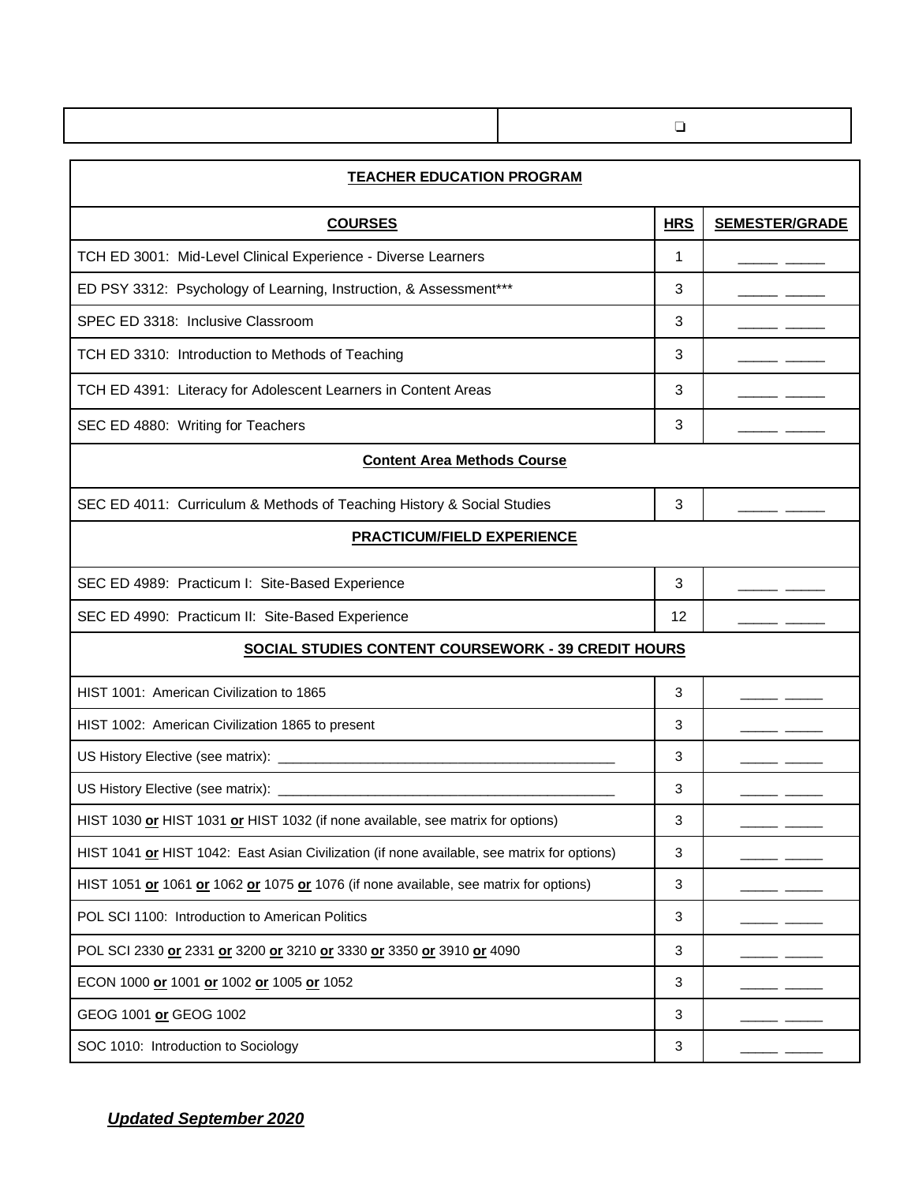| | ❑ |
|---|---|

| **TEACHER EDUCATION PROGRAM** | | |
|---|---|---|
| **COURSES** | **HRS** | **SEMESTER/GRADE** |
| TCH ED 3001: Mid-Level Clinical Experience - Diverse Learners | 1 | _____ _____ |
| ED PSY 3312: Psychology of Learning, Instruction, & Assessment*** | 3 | _____ _____ |
| SPEC ED 3318: Inclusive Classroom | 3 | _____ _____ |
| TCH ED 3310: Introduction to Methods of Teaching | 3 | _____ _____ |
| TCH ED 4391: Literacy for Adolescent Learners in Content Areas | 3 | _____ _____ |
| SEC ED 4880: Writing for Teachers | 3 | _____ _____ |
| **Content Area Methods Course** | | |
| SEC ED 4011: Curriculum & Methods of Teaching History & Social Studies | 3 | _____ _____ |
| **PRACTICUM/FIELD EXPERIENCE** | | |
| SEC ED 4989: Practicum I: Site-Based Experience | 3 | _____ _____ |
| SEC ED 4990: Practicum II: Site-Based Experience | 12 | _____ _____ |
| **SOCIAL STUDIES CONTENT COURSEWORK - 39 CREDIT HOURS** | | |
| HIST 1001: American Civilization to 1865 | 3 | _____ _____ |
| HIST 1002: American Civilization 1865 to present | 3 | _____ _____ |
| US History Elective (see matrix): _______________________________________________ | 3 | _____ _____ |
| US History Elective (see matrix): _______________________________________________ | 3 | _____ _____ |
| HIST 1030 **or** HIST 1031 **or** HIST 1032 (if none available, see matrix for options) | 3 | _____ _____ |
| HIST 1041 **or** HIST 1042: East Asian Civilization (if none available, see matrix for options) | 3 | _____ _____ |
| HIST 1051 **or** 1061 **or** 1062 **or** 1075 **or** 1076 (if none available, see matrix for options) | 3 | _____ _____ |
| POL SCI 1100: Introduction to American Politics | 3 | _____ _____ |
| POL SCI 2330 **or** 2331 **or** 3200 **or** 3210 **or** 3330 **or** 3350 **or** 3910 **or** 4090 | 3 | _____ _____ |
| ECON 1000 **or** 1001 **or** 1002 **or** 1005 **or** 1052 | 3 | _____ _____ |
| GEOG 1001 **or** GEOG 1002 | 3 | _____ _____ |
| SOC 1010: Introduction to Sociology | 3 | _____ _____ |

***Updated September 2020***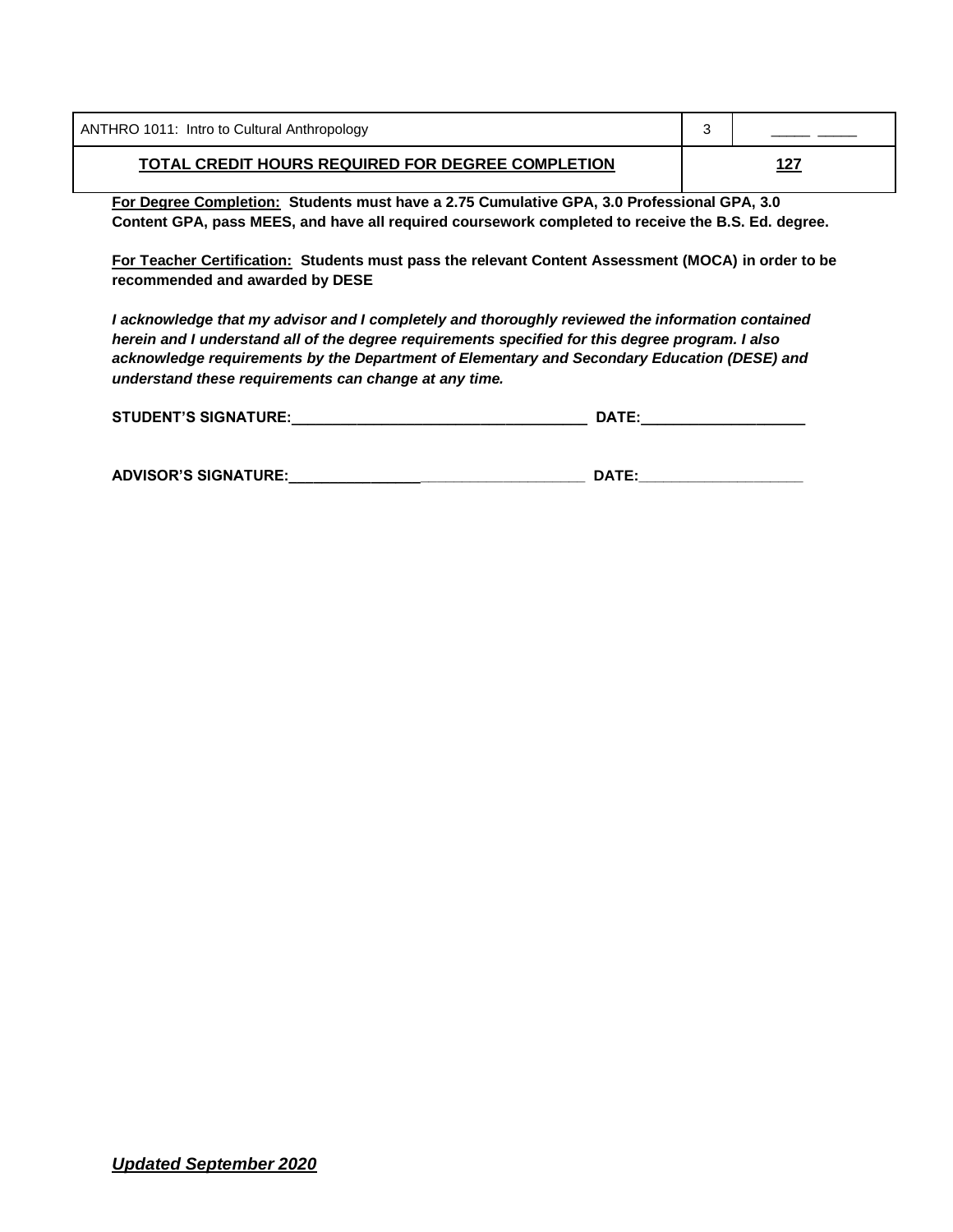| | | |
|---|---|---|
| ANTHRO 1011: Intro to Cultural Anthropology | 3 | _____ _____ |
| **TOTAL CREDIT HOURS REQUIRED FOR DEGREE COMPLETION** | **127** | |

**For Degree Completion:** **Students must have a 2.75 Cumulative GPA, 3.0 Professional GPA, 3.0 Content GPA, pass MEES, and have all required coursework completed to receive the B.S. Ed. degree.**

**For Teacher Certification:** **Students must pass the relevant Content Assessment (MOCA) in order to be recommended and awarded by DESE**

***I acknowledge that my advisor and I completely and thoroughly reviewed the information contained herein and I understand all of the degree requirements specified for this degree program. I also acknowledge requirements by the Department of Elementary and Secondary Education (DESE) and understand these requirements can change at any time.***

**STUDENT'S SIGNATURE:**_____________________________________ **DATE:**____________________

**ADVISOR'S SIGNATURE:**_____________________________________ **DATE:**____________________

***Updated September 2020***